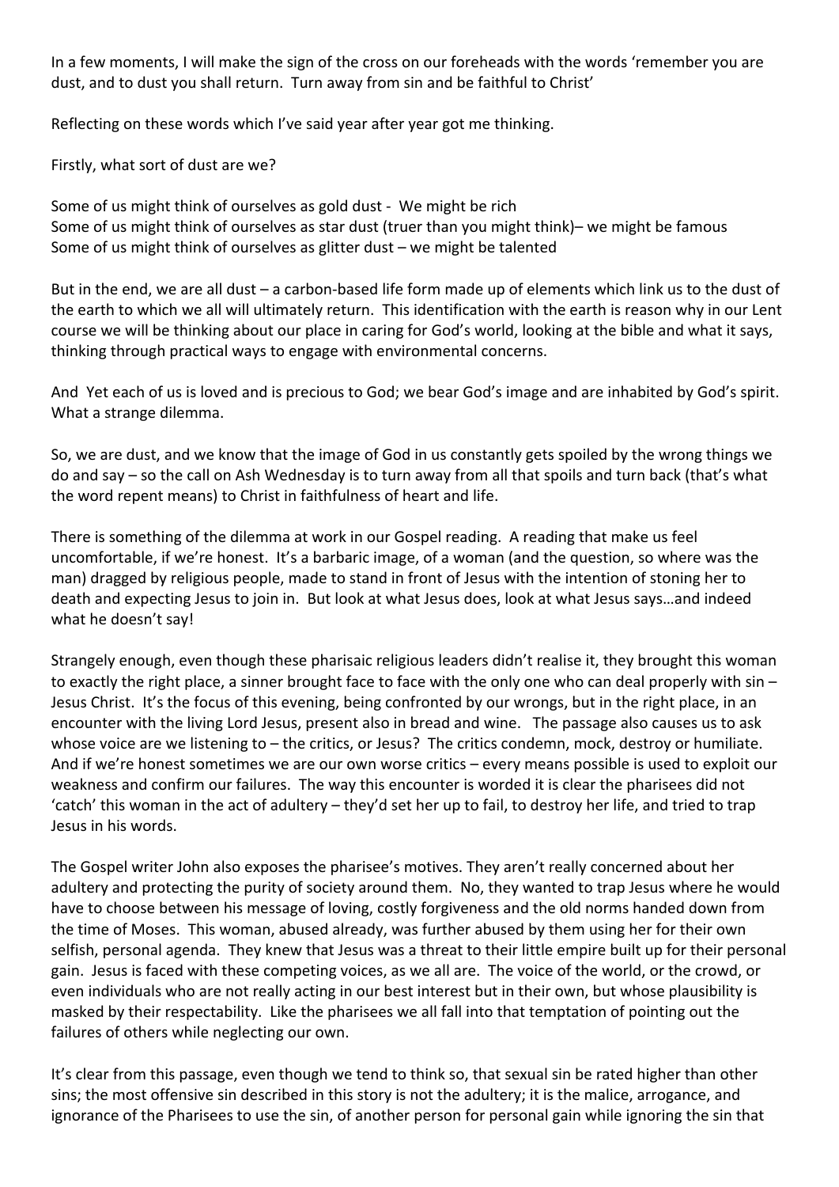In a few moments, I will make the sign of the cross on our foreheads with the words 'remember you are dust, and to dust you shall return. Turn away from sin and be faithful to Christ'

Reflecting on these words which I've said year after year got me thinking.

Firstly, what sort of dust are we?

Some of us might think of ourselves as gold dust - We might be rich
Some of us might think of ourselves as star dust (truer than you might think)– we might be famous
Some of us might think of ourselves as glitter dust – we might be talented

But in the end, we are all dust – a carbon-based life form made up of elements which link us to the dust of the earth to which we all will ultimately return. This identification with the earth is reason why in our Lent course we will be thinking about our place in caring for God's world, looking at the bible and what it says, thinking through practical ways to engage with environmental concerns.

And Yet each of us is loved and is precious to God; we bear God's image and are inhabited by God's spirit. What a strange dilemma.

So, we are dust, and we know that the image of God in us constantly gets spoiled by the wrong things we do and say – so the call on Ash Wednesday is to turn away from all that spoils and turn back (that's what the word repent means) to Christ in faithfulness of heart and life.

There is something of the dilemma at work in our Gospel reading. A reading that make us feel uncomfortable, if we're honest. It's a barbaric image, of a woman (and the question, so where was the man) dragged by religious people, made to stand in front of Jesus with the intention of stoning her to death and expecting Jesus to join in. But look at what Jesus does, look at what Jesus says…and indeed what he doesn't say!

Strangely enough, even though these pharisaic religious leaders didn't realise it, they brought this woman to exactly the right place, a sinner brought face to face with the only one who can deal properly with sin – Jesus Christ. It's the focus of this evening, being confronted by our wrongs, but in the right place, in an encounter with the living Lord Jesus, present also in bread and wine. The passage also causes us to ask whose voice are we listening to – the critics, or Jesus? The critics condemn, mock, destroy or humiliate. And if we're honest sometimes we are our own worse critics – every means possible is used to exploit our weakness and confirm our failures. The way this encounter is worded it is clear the pharisees did not 'catch' this woman in the act of adultery – they'd set her up to fail, to destroy her life, and tried to trap Jesus in his words.

The Gospel writer John also exposes the pharisee's motives. They aren't really concerned about her adultery and protecting the purity of society around them. No, they wanted to trap Jesus where he would have to choose between his message of loving, costly forgiveness and the old norms handed down from the time of Moses. This woman, abused already, was further abused by them using her for their own selfish, personal agenda. They knew that Jesus was a threat to their little empire built up for their personal gain. Jesus is faced with these competing voices, as we all are. The voice of the world, or the crowd, or even individuals who are not really acting in our best interest but in their own, but whose plausibility is masked by their respectability. Like the pharisees we all fall into that temptation of pointing out the failures of others while neglecting our own.

It's clear from this passage, even though we tend to think so, that sexual sin be rated higher than other sins; the most offensive sin described in this story is not the adultery; it is the malice, arrogance, and ignorance of the Pharisees to use the sin, of another person for personal gain while ignoring the sin that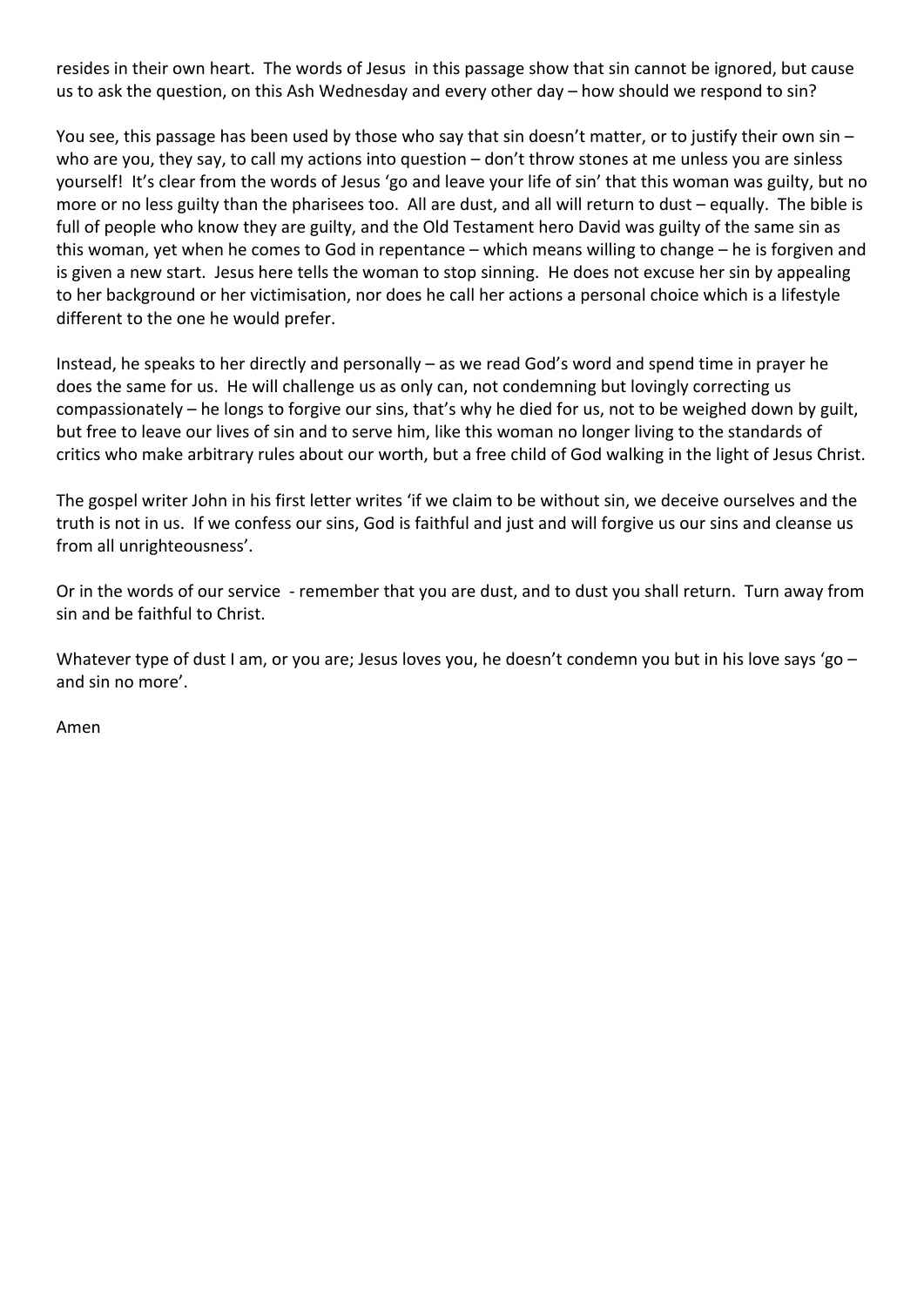resides in their own heart. The words of Jesus in this passage show that sin cannot be ignored, but cause us to ask the question, on this Ash Wednesday and every other day – how should we respond to sin?

You see, this passage has been used by those who say that sin doesn't matter, or to justify their own sin – who are you, they say, to call my actions into question – don't throw stones at me unless you are sinless yourself! It's clear from the words of Jesus 'go and leave your life of sin' that this woman was guilty, but no more or no less guilty than the pharisees too. All are dust, and all will return to dust – equally. The bible is full of people who know they are guilty, and the Old Testament hero David was guilty of the same sin as this woman, yet when he comes to God in repentance – which means willing to change – he is forgiven and is given a new start. Jesus here tells the woman to stop sinning. He does not excuse her sin by appealing to her background or her victimisation, nor does he call her actions a personal choice which is a lifestyle different to the one he would prefer.

Instead, he speaks to her directly and personally – as we read God's word and spend time in prayer he does the same for us. He will challenge us as only can, not condemning but lovingly correcting us compassionately – he longs to forgive our sins, that's why he died for us, not to be weighed down by guilt, but free to leave our lives of sin and to serve him, like this woman no longer living to the standards of critics who make arbitrary rules about our worth, but a free child of God walking in the light of Jesus Christ.

The gospel writer John in his first letter writes 'if we claim to be without sin, we deceive ourselves and the truth is not in us. If we confess our sins, God is faithful and just and will forgive us our sins and cleanse us from all unrighteousness'.

Or in the words of our service - remember that you are dust, and to dust you shall return. Turn away from sin and be faithful to Christ.

Whatever type of dust I am, or you are; Jesus loves you, he doesn't condemn you but in his love says 'go – and sin no more'.

Amen